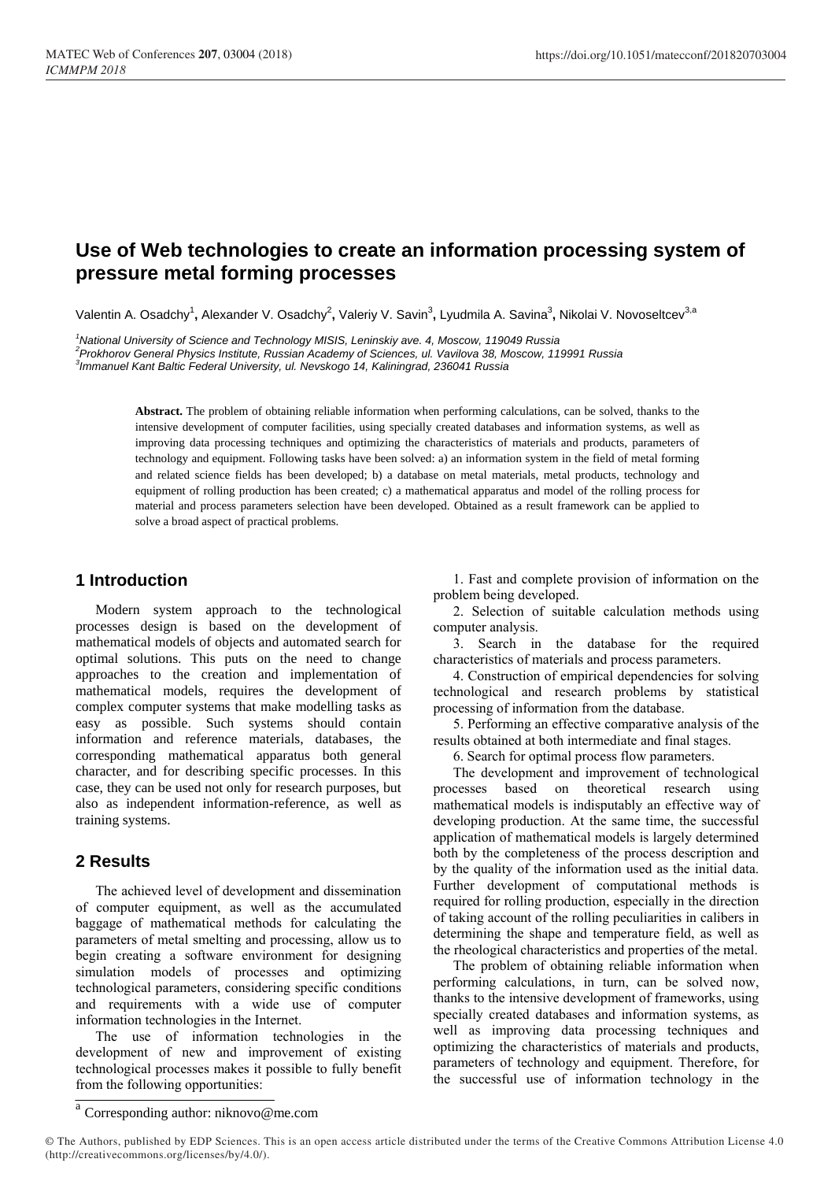# Use of Web technologies to create an information processing system of pressure metal forming processes

Valentin A. Osadchy[1], Alexander V. Osadchy[2], Valeriy V. Savin[3], Lyudmila A. Savina[3], Nikolai V. Novoseltcev[3,a]

[1]*National University of Science and Technology MISIS, Leninskiy ave. 4, Moscow, 119049 Russia*
[2]*Prokhorov General Physics Institute, Russian Academy of Sciences, ul. Vavilova 38, Moscow, 119991 Russia*
[3]*Immanuel Kant Baltic Federal University, ul. Nevskogo 14, Kaliningrad, 236041 Russia*

**Abstract.** The problem of obtaining reliable information when performing calculations, can be solved, thanks to the intensive development of computer facilities, using specially created databases and information systems, as well as improving data processing techniques and optimizing the characteristics of materials and products, parameters of technology and equipment. Following tasks have been solved: a) an information system in the field of metal forming and related science fields has been developed; b) a database on metal materials, metal products, technology and equipment of rolling production has been created; c) a mathematical apparatus and model of the rolling process for material and process parameters selection have been developed. Obtained as a result framework can be applied to solve a broad aspect of practical problems.

## 1 Introduction

Modern system approach to the technological processes design is based on the development of mathematical models of objects and automated search for optimal solutions. This puts on the need to change approaches to the creation and implementation of mathematical models, requires the development of complex computer systems that make modelling tasks as easy as possible. Such systems should contain information and reference materials, databases, the corresponding mathematical apparatus both general character, and for describing specific processes. In this case, they can be used not only for research purposes, but also as independent information-reference, as well as training systems.

## 2 Results

The achieved level of development and dissemination of computer equipment, as well as the accumulated baggage of mathematical methods for calculating the parameters of metal smelting and processing, allow us to begin creating a software environment for designing simulation models of processes and optimizing technological parameters, considering specific conditions and requirements with a wide use of computer information technologies in the Internet.

The use of information technologies in the development of new and improvement of existing technological processes makes it possible to fully benefit from the following opportunities:

1. Fast and complete provision of information on the problem being developed.
2. Selection of suitable calculation methods using computer analysis.
3. Search in the database for the required characteristics of materials and process parameters.
4. Construction of empirical dependencies for solving technological and research problems by statistical processing of information from the database.
5. Performing an effective comparative analysis of the results obtained at both intermediate and final stages.
6. Search for optimal process flow parameters.

The development and improvement of technological processes based on theoretical research using mathematical models is indisputably an effective way of developing production. At the same time, the successful application of mathematical models is largely determined both by the completeness of the process description and by the quality of the information used as the initial data. Further development of computational methods is required for rolling production, especially in the direction of taking account of the rolling peculiarities in calibers in determining the shape and temperature field, as well as the rheological characteristics and properties of the metal.

The problem of obtaining reliable information when performing calculations, in turn, can be solved now, thanks to the intensive development of frameworks, using specially created databases and information systems, as well as improving data processing techniques and optimizing the characteristics of materials and products, parameters of technology and equipment. Therefore, for the successful use of information technology in the

[a] Corresponding author: niknovo@me.com

© The Authors, published by EDP Sciences. This is an open access article distributed under the terms of the Creative Commons Attribution License 4.0 (http://creativecommons.org/licenses/by/4.0/).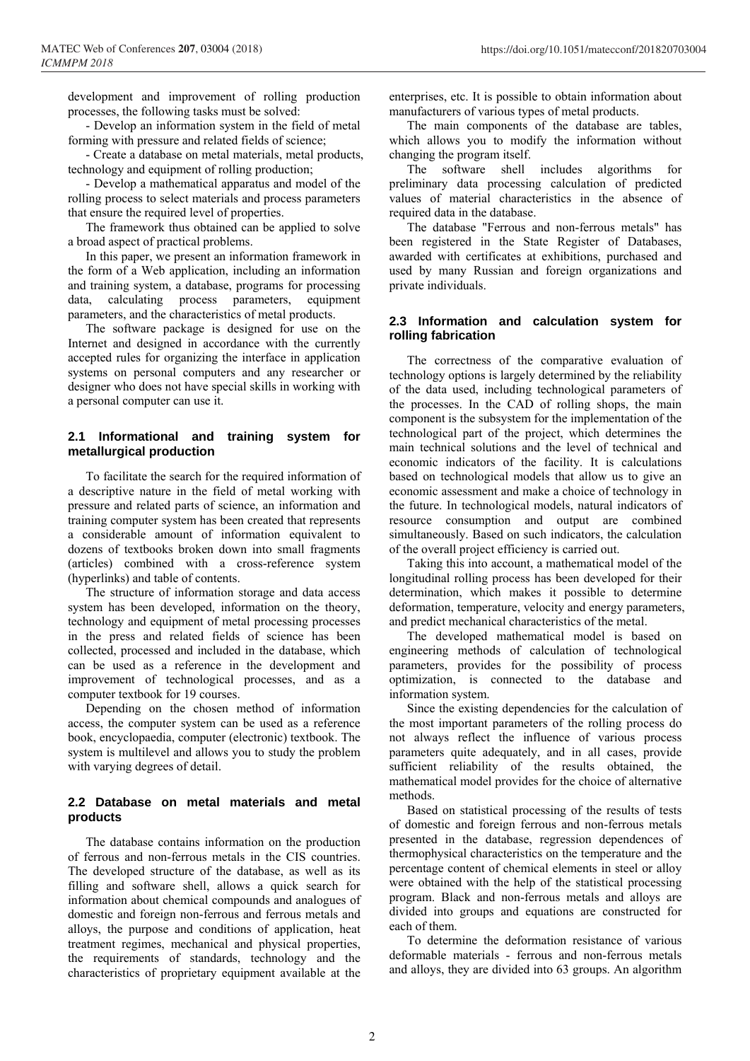development and improvement of rolling production processes, the following tasks must be solved:

- Develop an information system in the field of metal forming with pressure and related fields of science;
- Create a database on metal materials, metal products, technology and equipment of rolling production;
- Develop a mathematical apparatus and model of the rolling process to select materials and process parameters that ensure the required level of properties.

The framework thus obtained can be applied to solve a broad aspect of practical problems.

In this paper, we present an information framework in the form of a Web application, including an information and training system, a database, programs for processing data, calculating process parameters, equipment parameters, and the characteristics of metal products.

The software package is designed for use on the Internet and designed in accordance with the currently accepted rules for organizing the interface in application systems on personal computers and any researcher or designer who does not have special skills in working with a personal computer can use it.

### 2.1 Informational and training system for metallurgical production

To facilitate the search for the required information of a descriptive nature in the field of metal working with pressure and related parts of science, an information and training computer system has been created that represents a considerable amount of information equivalent to dozens of textbooks broken down into small fragments (articles) combined with a cross-reference system (hyperlinks) and table of contents.

The structure of information storage and data access system has been developed, information on the theory, technology and equipment of metal processing processes in the press and related fields of science has been collected, processed and included in the database, which can be used as a reference in the development and improvement of technological processes, and as a computer textbook for 19 courses.

Depending on the chosen method of information access, the computer system can be used as a reference book, encyclopaedia, computer (electronic) textbook. The system is multilevel and allows you to study the problem with varying degrees of detail.

### 2.2 Database on metal materials and metal products

The database contains information on the production of ferrous and non-ferrous metals in the CIS countries. The developed structure of the database, as well as its filling and software shell, allows a quick search for information about chemical compounds and analogues of domestic and foreign non-ferrous and ferrous metals and alloys, the purpose and conditions of application, heat treatment regimes, mechanical and physical properties, the requirements of standards, technology and the characteristics of proprietary equipment available at the enterprises, etc. It is possible to obtain information about manufacturers of various types of metal products.

The main components of the database are tables, which allows you to modify the information without changing the program itself.

The software shell includes algorithms for preliminary data processing calculation of predicted values of material characteristics in the absence of required data in the database.

The database "Ferrous and non-ferrous metals" has been registered in the State Register of Databases, awarded with certificates at exhibitions, purchased and used by many Russian and foreign organizations and private individuals.

### 2.3 Information and calculation system for rolling fabrication

The correctness of the comparative evaluation of technology options is largely determined by the reliability of the data used, including technological parameters of the processes. In the CAD of rolling shops, the main component is the subsystem for the implementation of the technological part of the project, which determines the main technical solutions and the level of technical and economic indicators of the facility. It is calculations based on technological models that allow us to give an economic assessment and make a choice of technology in the future. In technological models, natural indicators of resource consumption and output are combined simultaneously. Based on such indicators, the calculation of the overall project efficiency is carried out.

Taking this into account, a mathematical model of the longitudinal rolling process has been developed for their determination, which makes it possible to determine deformation, temperature, velocity and energy parameters, and predict mechanical characteristics of the metal.

The developed mathematical model is based on engineering methods of calculation of technological parameters, provides for the possibility of process optimization, is connected to the database and information system.

Since the existing dependencies for the calculation of the most important parameters of the rolling process do not always reflect the influence of various process parameters quite adequately, and in all cases, provide sufficient reliability of the results obtained, the mathematical model provides for the choice of alternative methods.

Based on statistical processing of the results of tests of domestic and foreign ferrous and non-ferrous metals presented in the database, regression dependences of thermophysical characteristics on the temperature and the percentage content of chemical elements in steel or alloy were obtained with the help of the statistical processing program. Black and non-ferrous metals and alloys are divided into groups and equations are constructed for each of them.

To determine the deformation resistance of various deformable materials - ferrous and non-ferrous metals and alloys, they are divided into 63 groups. An algorithm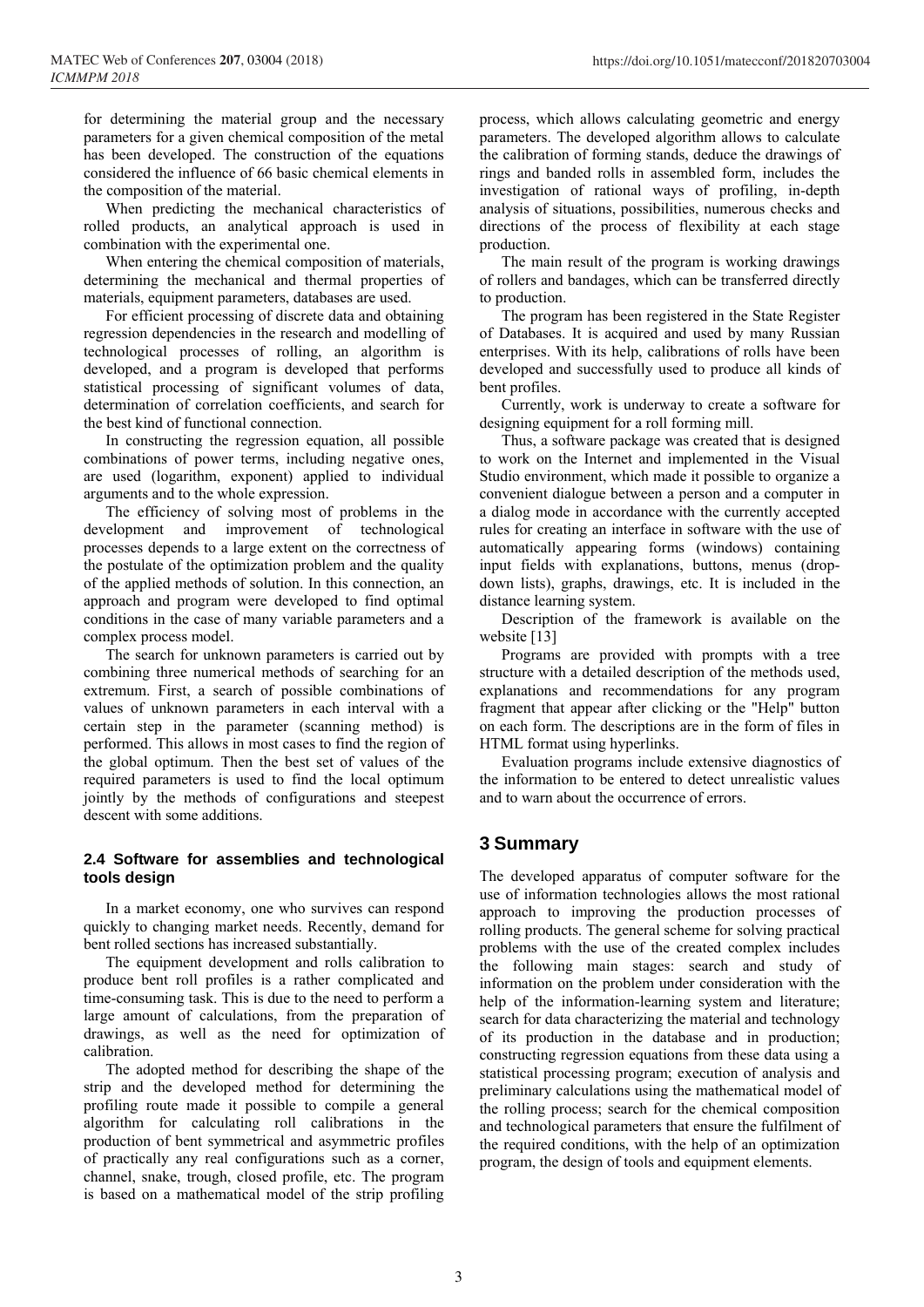for determining the material group and the necessary parameters for a given chemical composition of the metal has been developed. The construction of the equations considered the influence of 66 basic chemical elements in the composition of the material.

When predicting the mechanical characteristics of rolled products, an analytical approach is used in combination with the experimental one.

When entering the chemical composition of materials, determining the mechanical and thermal properties of materials, equipment parameters, databases are used.

For efficient processing of discrete data and obtaining regression dependencies in the research and modelling of technological processes of rolling, an algorithm is developed, and a program is developed that performs statistical processing of significant volumes of data, determination of correlation coefficients, and search for the best kind of functional connection.

In constructing the regression equation, all possible combinations of power terms, including negative ones, are used (logarithm, exponent) applied to individual arguments and to the whole expression.

The efficiency of solving most of problems in the development and improvement of technological processes depends to a large extent on the correctness of the postulate of the optimization problem and the quality of the applied methods of solution. In this connection, an approach and program were developed to find optimal conditions in the case of many variable parameters and a complex process model.

The search for unknown parameters is carried out by combining three numerical methods of searching for an extremum. First, a search of possible combinations of values of unknown parameters in each interval with a certain step in the parameter (scanning method) is performed. This allows in most cases to find the region of the global optimum. Then the best set of values of the required parameters is used to find the local optimum jointly by the methods of configurations and steepest descent with some additions.

### 2.4 Software for assemblies and technological tools design

In a market economy, one who survives can respond quickly to changing market needs. Recently, demand for bent rolled sections has increased substantially.

The equipment development and rolls calibration to produce bent roll profiles is a rather complicated and time-consuming task. This is due to the need to perform a large amount of calculations, from the preparation of drawings, as well as the need for optimization of calibration.

The adopted method for describing the shape of the strip and the developed method for determining the profiling route made it possible to compile a general algorithm for calculating roll calibrations in the production of bent symmetrical and asymmetric profiles of practically any real configurations such as a corner, channel, snake, trough, closed profile, etc. The program is based on a mathematical model of the strip profiling process, which allows calculating geometric and energy parameters. The developed algorithm allows to calculate the calibration of forming stands, deduce the drawings of rings and banded rolls in assembled form, includes the investigation of rational ways of profiling, in-depth analysis of situations, possibilities, numerous checks and directions of the process of flexibility at each stage production.

The main result of the program is working drawings of rollers and bandages, which can be transferred directly to production.

The program has been registered in the State Register of Databases. It is acquired and used by many Russian enterprises. With its help, calibrations of rolls have been developed and successfully used to produce all kinds of bent profiles.

Currently, work is underway to create a software for designing equipment for a roll forming mill.

Thus, a software package was created that is designed to work on the Internet and implemented in the Visual Studio environment, which made it possible to organize a convenient dialogue between a person and a computer in a dialog mode in accordance with the currently accepted rules for creating an interface in software with the use of automatically appearing forms (windows) containing input fields with explanations, buttons, menus (drop-down lists), graphs, drawings, etc. It is included in the distance learning system.

Description of the framework is available on the website [13]

Programs are provided with prompts with a tree structure with a detailed description of the methods used, explanations and recommendations for any program fragment that appear after clicking or the "Help" button on each form. The descriptions are in the form of files in HTML format using hyperlinks.

Evaluation programs include extensive diagnostics of the information to be entered to detect unrealistic values and to warn about the occurrence of errors.

## 3 Summary

The developed apparatus of computer software for the use of information technologies allows the most rational approach to improving the production processes of rolling products. The general scheme for solving practical problems with the use of the created complex includes the following main stages: search and study of information on the problem under consideration with the help of the information-learning system and literature; search for data characterizing the material and technology of its production in the database and in production; constructing regression equations from these data using a statistical processing program; execution of analysis and preliminary calculations using the mathematical model of the rolling process; search for the chemical composition and technological parameters that ensure the fulfilment of the required conditions, with the help of an optimization program, the design of tools and equipment elements.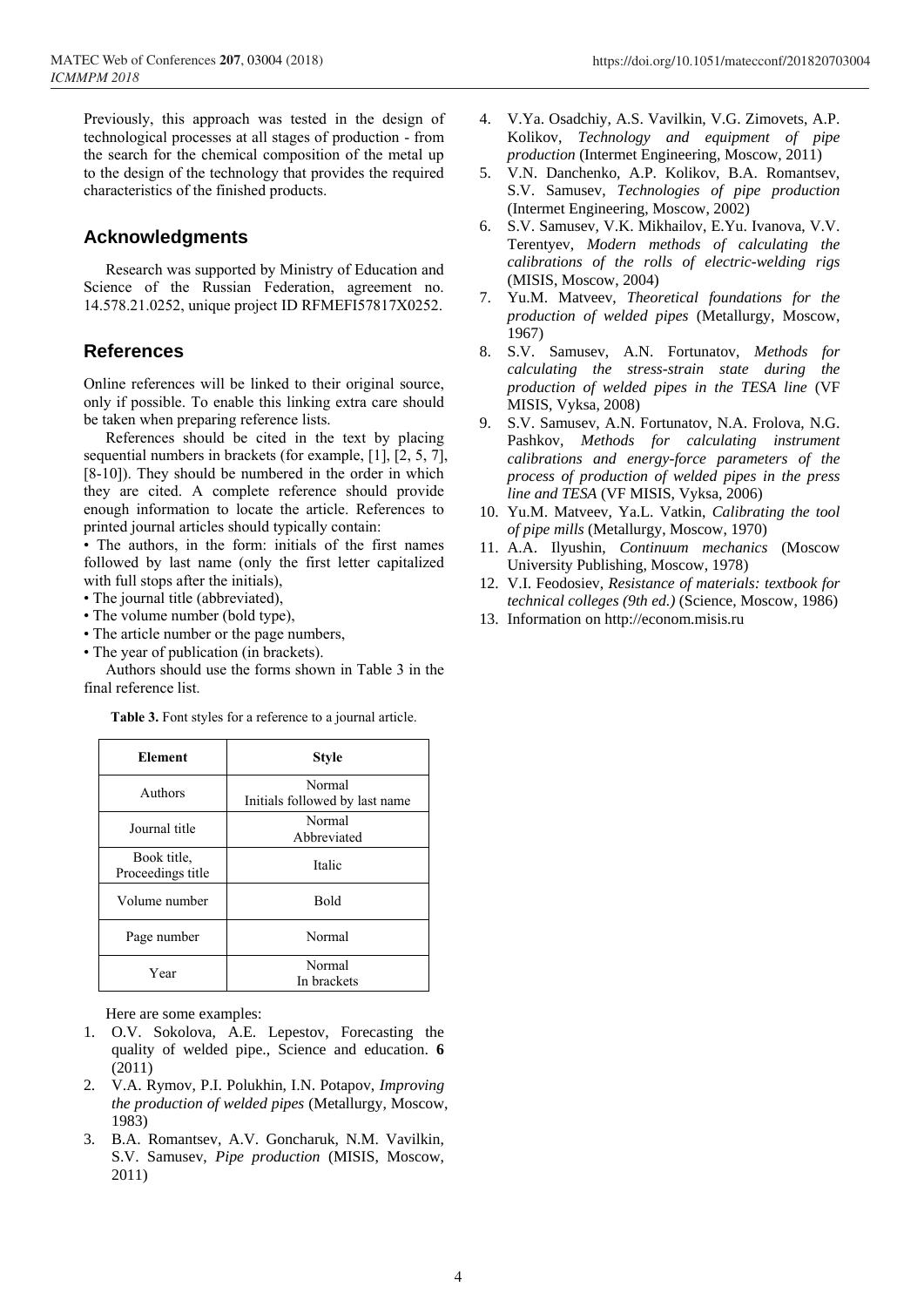Previously, this approach was tested in the design of technological processes at all stages of production - from the search for the chemical composition of the metal up to the design of the technology that provides the required characteristics of the finished products.

## Acknowledgments

Research was supported by Ministry of Education and Science of the Russian Federation, agreement no. 14.578.21.0252, unique project ID RFMEFI57817X0252.

## References

Online references will be linked to their original source, only if possible. To enable this linking extra care should be taken when preparing reference lists.

References should be cited in the text by placing sequential numbers in brackets (for example, [1], [2, 5, 7], [8-10]). They should be numbered in the order in which they are cited. A complete reference should provide enough information to locate the article. References to printed journal articles should typically contain:

- The authors, in the form: initials of the first names followed by last name (only the first letter capitalized with full stops after the initials),
- The journal title (abbreviated),
- The volume number (bold type),
- The article number or the page numbers,
- The year of publication (in brackets).

Authors should use the forms shown in Table 3 in the final reference list.

**Table 3.** Font styles for a reference to a journal article.

| Element | Style |
|---|---|
| Authors | Normal<br>Initials followed by last name |
| Journal title | Normal<br>Abbreviated |
| Book title,<br>Proceedings title | Italic |
| Volume number | Bold |
| Page number | Normal |
| Year | Normal<br>In brackets |

Here are some examples:

1. O.V. Sokolova, A.E. Lepestov, Forecasting the quality of welded pipe., Science and education. **6** (2011)
2. V.A. Rymov, P.I. Polukhin, I.N. Potapov, *Improving the production of welded pipes* (Metallurgy, Moscow, 1983)
3. B.A. Romantsev, A.V. Goncharuk, N.M. Vavilkin, S.V. Samusev, *Pipe production* (MISIS, Moscow, 2011)
4. V.Ya. Osadchiy, A.S. Vavilkin, V.G. Zimovets, A.P. Kolikov, *Technology and equipment of pipe production* (Intermet Engineering, Moscow, 2011)
5. V.N. Danchenko, A.P. Kolikov, B.A. Romantsev, S.V. Samusev, *Technologies of pipe production* (Intermet Engineering, Moscow, 2002)
6. S.V. Samusev, V.K. Mikhailov, E.Yu. Ivanova, V.V. Terentyev, *Modern methods of calculating the calibrations of the rolls of electric-welding rigs* (MISIS, Moscow, 2004)
7. Yu.M. Matveev, *Theoretical foundations for the production of welded pipes* (Metallurgy, Moscow, 1967)
8. S.V. Samusev, A.N. Fortunatov, *Methods for calculating the stress-strain state during the production of welded pipes in the TESA line* (VF MISIS, Vyksa, 2008)
9. S.V. Samusev, A.N. Fortunatov, N.A. Frolova, N.G. Pashkov, *Methods for calculating instrument calibrations and energy-force parameters of the process of production of welded pipes in the press line and TESA* (VF MISIS, Vyksa, 2006)
10. Yu.M. Matveev, Ya.L. Vatkin, *Calibrating the tool of pipe mills* (Metallurgy, Moscow, 1970)
11. A.A. Ilyushin, *Continuum mechanics* (Moscow University Publishing, Moscow, 1978)
12. V.I. Feodosiev, *Resistance of materials: textbook for technical colleges (9th ed.)* (Science, Moscow, 1986)
13. Information on http://econom.misis.ru